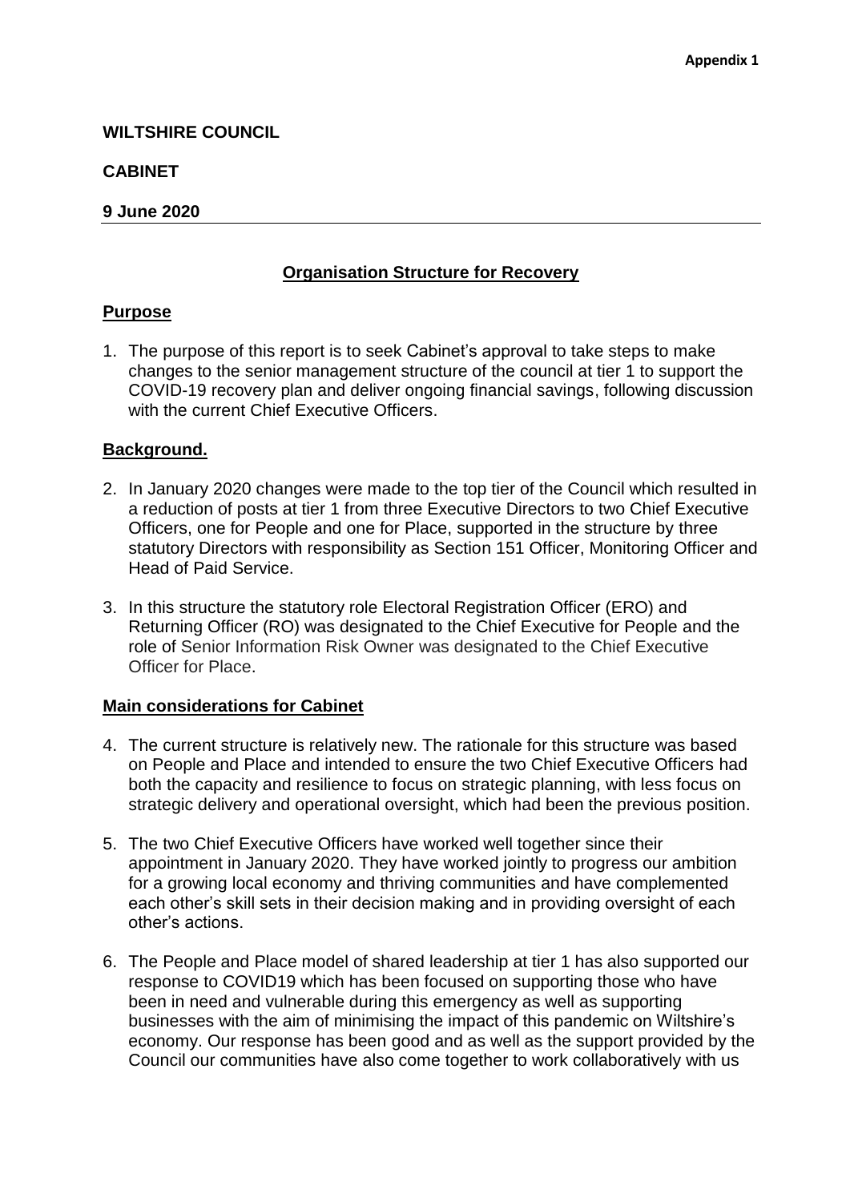**Appendix 1**

**WILTSHIRE COUNCIL**

**CABINET**

**9 June 2020**

## Organisation Structure for Recovery

### Purpose

1. The purpose of this report is to seek Cabinet's approval to take steps to make changes to the senior management structure of the council at tier 1 to support the COVID-19 recovery plan and deliver ongoing financial savings, following discussion with the current Chief Executive Officers.

### Background.

2. In January 2020 changes were made to the top tier of the Council which resulted in a reduction of posts at tier 1 from three Executive Directors to two Chief Executive Officers, one for People and one for Place, supported in the structure by three statutory Directors with responsibility as Section 151 Officer, Monitoring Officer and Head of Paid Service.

3. In this structure the statutory role Electoral Registration Officer (ERO) and Returning Officer (RO) was designated to the Chief Executive for People and the role of Senior Information Risk Owner was designated to the Chief Executive Officer for Place.

### Main considerations for Cabinet

4. The current structure is relatively new. The rationale for this structure was based on People and Place and intended to ensure the two Chief Executive Officers had both the capacity and resilience to focus on strategic planning, with less focus on strategic delivery and operational oversight, which had been the previous position.

5. The two Chief Executive Officers have worked well together since their appointment in January 2020. They have worked jointly to progress our ambition for a growing local economy and thriving communities and have complemented each other's skill sets in their decision making and in providing oversight of each other's actions.

6. The People and Place model of shared leadership at tier 1 has also supported our response to COVID19 which has been focused on supporting those who have been in need and vulnerable during this emergency as well as supporting businesses with the aim of minimising the impact of this pandemic on Wiltshire's economy. Our response has been good and as well as the support provided by the Council our communities have also come together to work collaboratively with us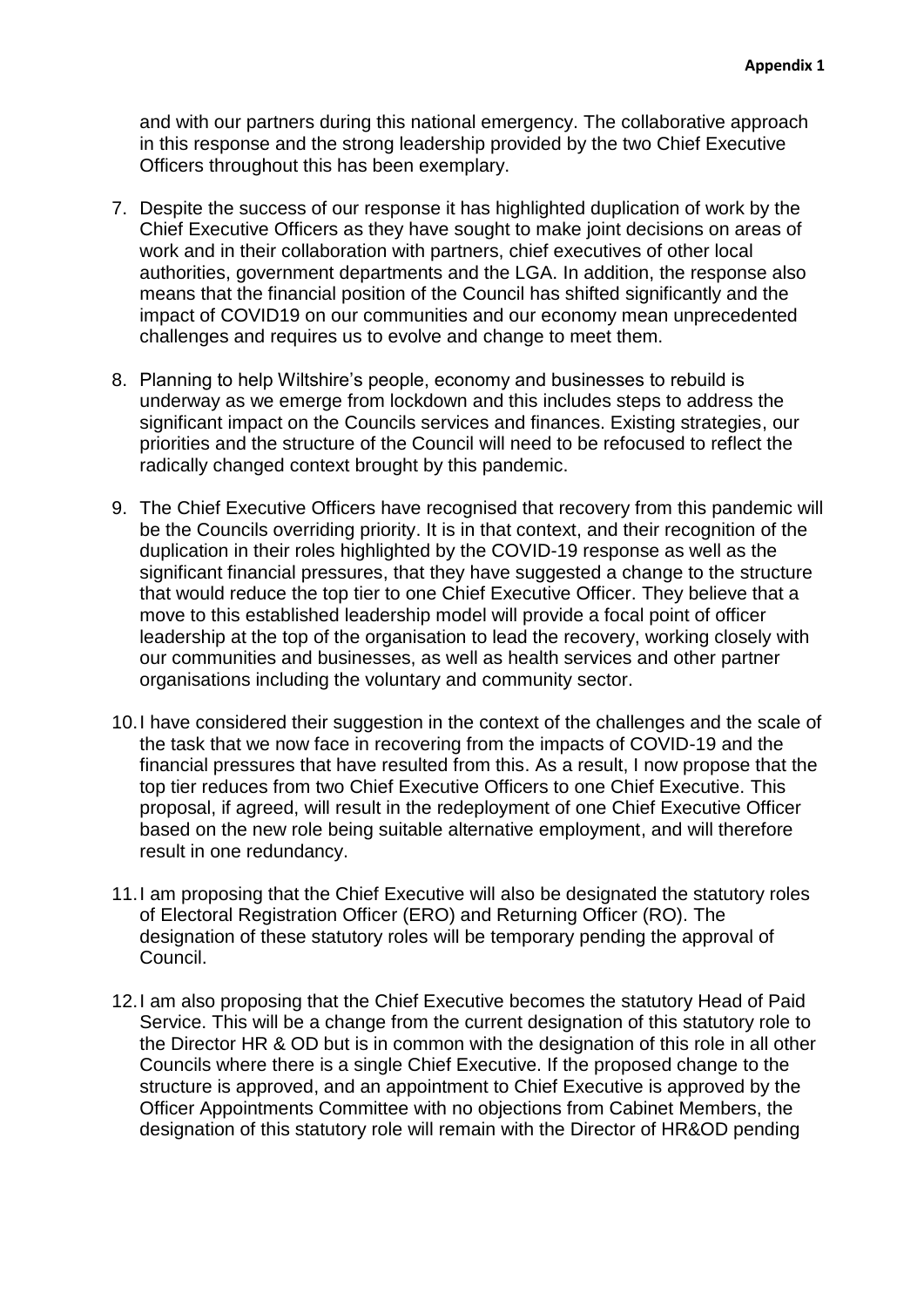and with our partners during this national emergency. The collaborative approach in this response and the strong leadership provided by the two Chief Executive Officers throughout this has been exemplary.

7. Despite the success of our response it has highlighted duplication of work by the Chief Executive Officers as they have sought to make joint decisions on areas of work and in their collaboration with partners, chief executives of other local authorities, government departments and the LGA. In addition, the response also means that the financial position of the Council has shifted significantly and the impact of COVID19 on our communities and our economy mean unprecedented challenges and requires us to evolve and change to meet them.

8. Planning to help Wiltshire's people, economy and businesses to rebuild is underway as we emerge from lockdown and this includes steps to address the significant impact on the Councils services and finances. Existing strategies, our priorities and the structure of the Council will need to be refocused to reflect the radically changed context brought by this pandemic.

9. The Chief Executive Officers have recognised that recovery from this pandemic will be the Councils overriding priority. It is in that context, and their recognition of the duplication in their roles highlighted by the COVID-19 response as well as the significant financial pressures, that they have suggested a change to the structure that would reduce the top tier to one Chief Executive Officer. They believe that a move to this established leadership model will provide a focal point of officer leadership at the top of the organisation to lead the recovery, working closely with our communities and businesses, as well as health services and other partner organisations including the voluntary and community sector.

10. I have considered their suggestion in the context of the challenges and the scale of the task that we now face in recovering from the impacts of COVID-19 and the financial pressures that have resulted from this. As a result, I now propose that the top tier reduces from two Chief Executive Officers to one Chief Executive. This proposal, if agreed, will result in the redeployment of one Chief Executive Officer based on the new role being suitable alternative employment, and will therefore result in one redundancy.

11. I am proposing that the Chief Executive will also be designated the statutory roles of Electoral Registration Officer (ERO) and Returning Officer (RO). The designation of these statutory roles will be temporary pending the approval of Council.

12. I am also proposing that the Chief Executive becomes the statutory Head of Paid Service. This will be a change from the current designation of this statutory role to the Director HR & OD but is in common with the designation of this role in all other Councils where there is a single Chief Executive. If the proposed change to the structure is approved, and an appointment to Chief Executive is approved by the Officer Appointments Committee with no objections from Cabinet Members, the designation of this statutory role will remain with the Director of HR&OD pending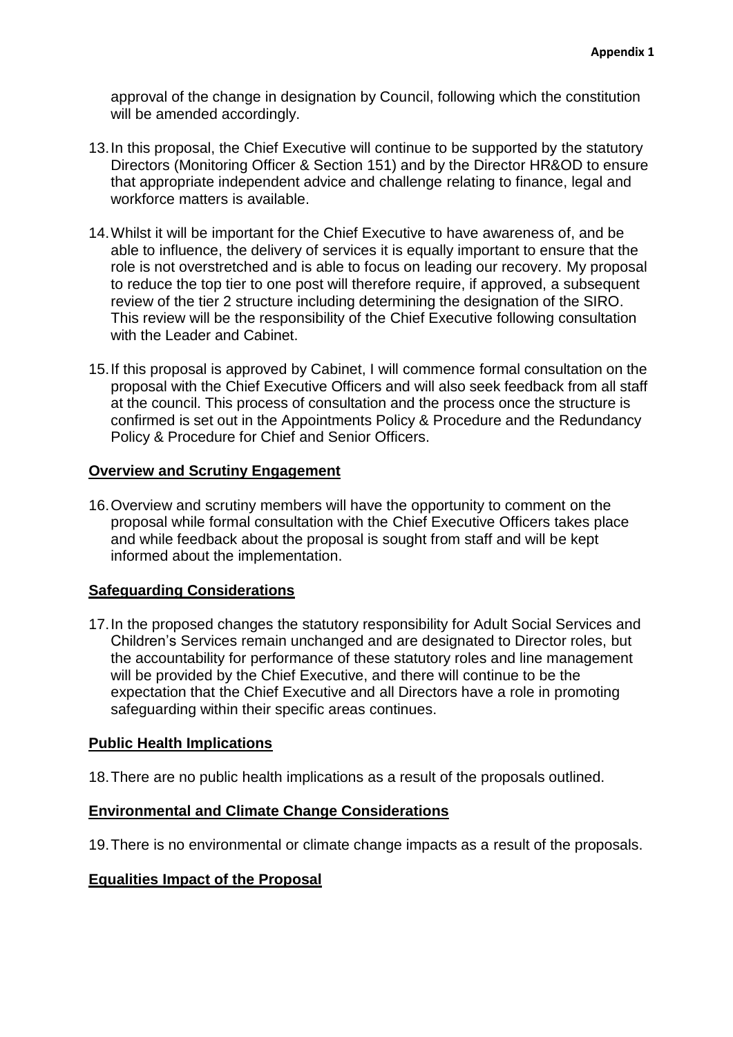approval of the change in designation by Council, following which the constitution will be amended accordingly.

13. In this proposal, the Chief Executive will continue to be supported by the statutory Directors (Monitoring Officer & Section 151) and by the Director HR&OD to ensure that appropriate independent advice and challenge relating to finance, legal and workforce matters is available.

14. Whilst it will be important for the Chief Executive to have awareness of, and be able to influence, the delivery of services it is equally important to ensure that the role is not overstretched and is able to focus on leading our recovery. My proposal to reduce the top tier to one post will therefore require, if approved, a subsequent review of the tier 2 structure including determining the designation of the SIRO. This review will be the responsibility of the Chief Executive following consultation with the Leader and Cabinet.

15. If this proposal is approved by Cabinet, I will commence formal consultation on the proposal with the Chief Executive Officers and will also seek feedback from all staff at the council. This process of consultation and the process once the structure is confirmed is set out in the Appointments Policy & Procedure and the Redundancy Policy & Procedure for Chief and Senior Officers.

## Overview and Scrutiny Engagement

16. Overview and scrutiny members will have the opportunity to comment on the proposal while formal consultation with the Chief Executive Officers takes place and while feedback about the proposal is sought from staff and will be kept informed about the implementation.

## Safeguarding Considerations

17. In the proposed changes the statutory responsibility for Adult Social Services and Children's Services remain unchanged and are designated to Director roles, but the accountability for performance of these statutory roles and line management will be provided by the Chief Executive, and there will continue to be the expectation that the Chief Executive and all Directors have a role in promoting safeguarding within their specific areas continues.

## Public Health Implications

18. There are no public health implications as a result of the proposals outlined.

## Environmental and Climate Change Considerations

19. There is no environmental or climate change impacts as a result of the proposals.

## Equalities Impact of the Proposal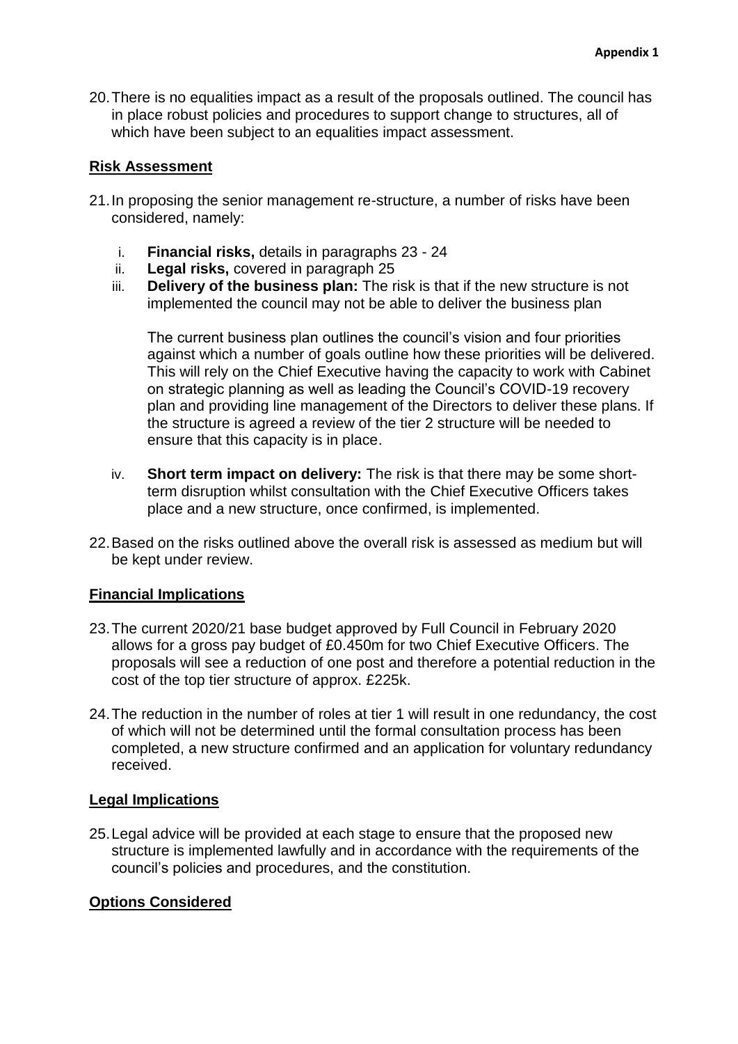20. There is no equalities impact as a result of the proposals outlined. The council has in place robust policies and procedures to support change to structures, all of which have been subject to an equalities impact assessment.

**Risk Assessment**

21. In proposing the senior management re-structure, a number of risks have been considered, namely:

    i. **Financial risks,** details in paragraphs 23 - 24
    ii. **Legal risks,** covered in paragraph 25
    iii. **Delivery of the business plan:** The risk is that if the new structure is not implemented the council may not be able to deliver the business plan

       The current business plan outlines the council's vision and four priorities against which a number of goals outline how these priorities will be delivered. This will rely on the Chief Executive having the capacity to work with Cabinet on strategic planning as well as leading the Council's COVID-19 recovery plan and providing line management of the Directors to deliver these plans. If the structure is agreed a review of the tier 2 structure will be needed to ensure that this capacity is in place.

    iv. **Short term impact on delivery:** The risk is that there may be some short-term disruption whilst consultation with the Chief Executive Officers takes place and a new structure, once confirmed, is implemented.

22. Based on the risks outlined above the overall risk is assessed as medium but will be kept under review.

**Financial Implications**

23. The current 2020/21 base budget approved by Full Council in February 2020 allows for a gross pay budget of £0.450m for two Chief Executive Officers. The proposals will see a reduction of one post and therefore a potential reduction in the cost of the top tier structure of approx. £225k.

24. The reduction in the number of roles at tier 1 will result in one redundancy, the cost of which will not be determined until the formal consultation process has been completed, a new structure confirmed and an application for voluntary redundancy received.

**Legal Implications**

25. Legal advice will be provided at each stage to ensure that the proposed new structure is implemented lawfully and in accordance with the requirements of the council's policies and procedures, and the constitution.

**Options Considered**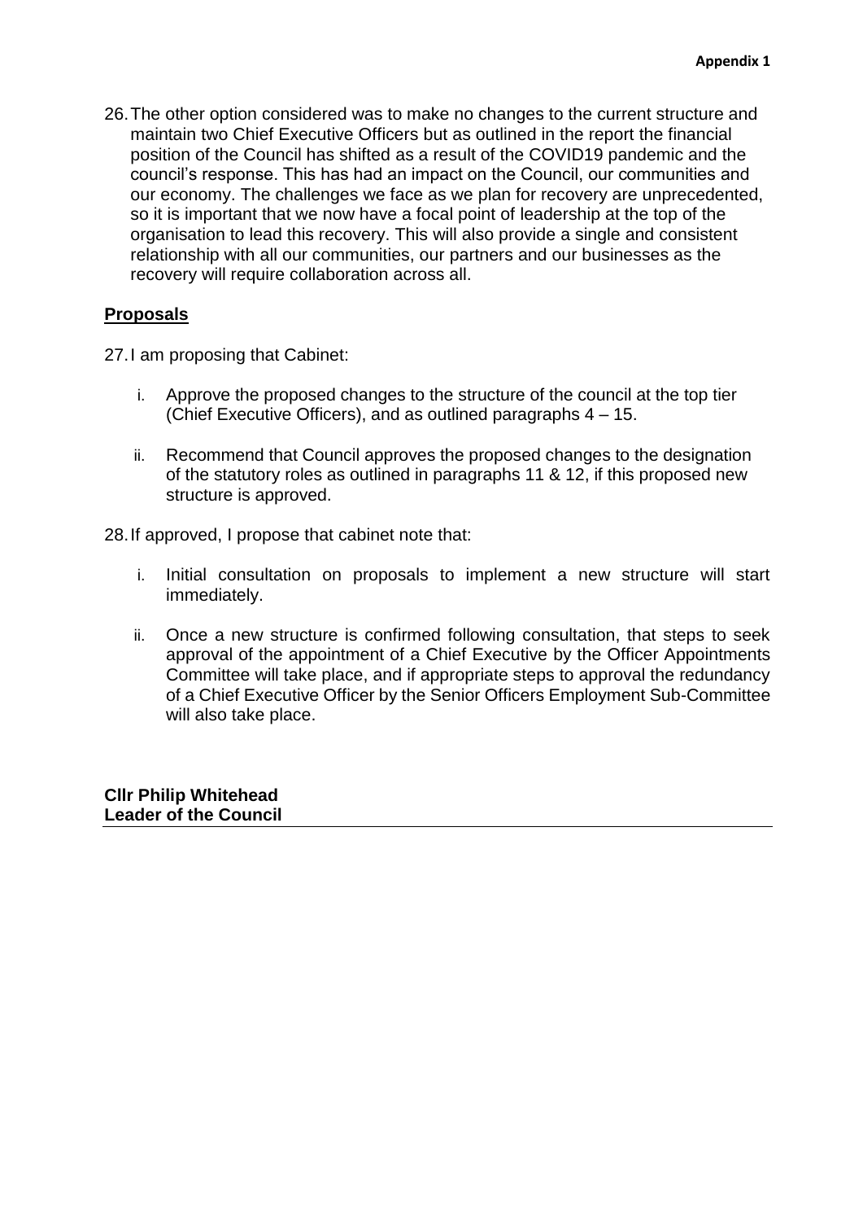26. The other option considered was to make no changes to the current structure and maintain two Chief Executive Officers but as outlined in the report the financial position of the Council has shifted as a result of the COVID19 pandemic and the council's response. This has had an impact on the Council, our communities and our economy. The challenges we face as we plan for recovery are unprecedented, so it is important that we now have a focal point of leadership at the top of the organisation to lead this recovery. This will also provide a single and consistent relationship with all our communities, our partners and our businesses as the recovery will require collaboration across all.

## **Proposals**

27. I am proposing that Cabinet:

    i. Approve the proposed changes to the structure of the council at the top tier (Chief Executive Officers), and as outlined paragraphs 4 – 15.

    ii. Recommend that Council approves the proposed changes to the designation of the statutory roles as outlined in paragraphs 11 & 12, if this proposed new structure is approved.

28. If approved, I propose that cabinet note that:

    i. Initial consultation on proposals to implement a new structure will start immediately.

    ii. Once a new structure is confirmed following consultation, that steps to seek approval of the appointment of a Chief Executive by the Officer Appointments Committee will take place, and if appropriate steps to approval the redundancy of a Chief Executive Officer by the Senior Officers Employment Sub-Committee will also take place.

**Cllr Philip Whitehead**
**Leader of the Council**